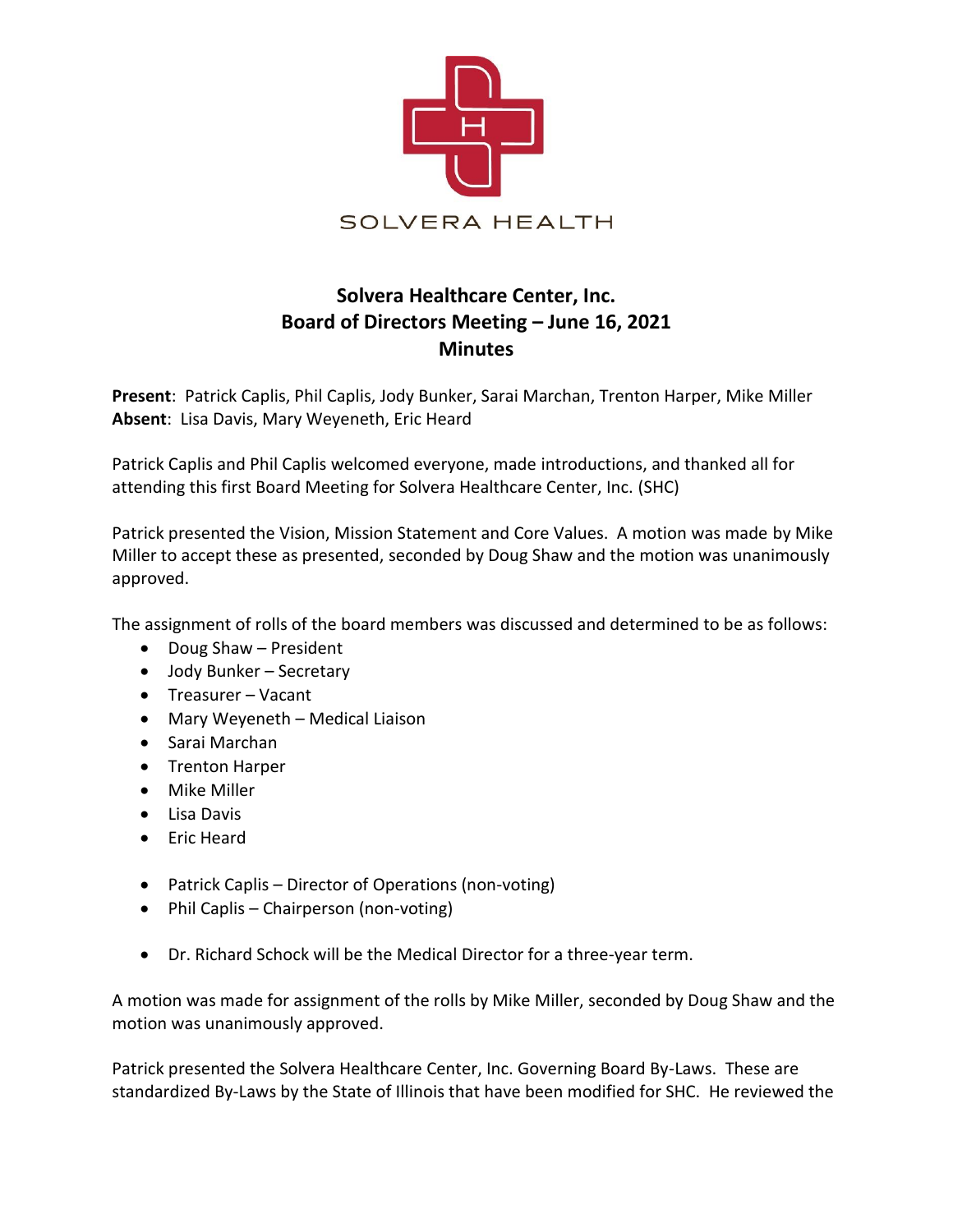SOLVERA HEALTH

# Solvera Healthcare Center, Inc.
## Board of Directors Meeting – June 16, 2021
## Minutes

**Present**: Patrick Caplis, Phil Caplis, Jody Bunker, Sarai Marchan, Trenton Harper, Mike Miller
**Absent**: Lisa Davis, Mary Weyeneth, Eric Heard

Patrick Caplis and Phil Caplis welcomed everyone, made introductions, and thanked all for attending this first Board Meeting for Solvera Healthcare Center, Inc. (SHC)

Patrick presented the Vision, Mission Statement and Core Values. A motion was made by Mike Miller to accept these as presented, seconded by Doug Shaw and the motion was unanimously approved.

The assignment of rolls of the board members was discussed and determined to be as follows:

- Doug Shaw – President
- Jody Bunker – Secretary
- Treasurer – Vacant
- Mary Weyeneth – Medical Liaison
- Sarai Marchan
- Trenton Harper
- Mike Miller
- Lisa Davis
- Eric Heard

- Patrick Caplis – Director of Operations (non-voting)
- Phil Caplis – Chairperson (non-voting)

- Dr. Richard Schock will be the Medical Director for a three-year term.

A motion was made for assignment of the rolls by Mike Miller, seconded by Doug Shaw and the motion was unanimously approved.

Patrick presented the Solvera Healthcare Center, Inc. Governing Board By-Laws. These are standardized By-Laws by the State of Illinois that have been modified for SHC. He reviewed the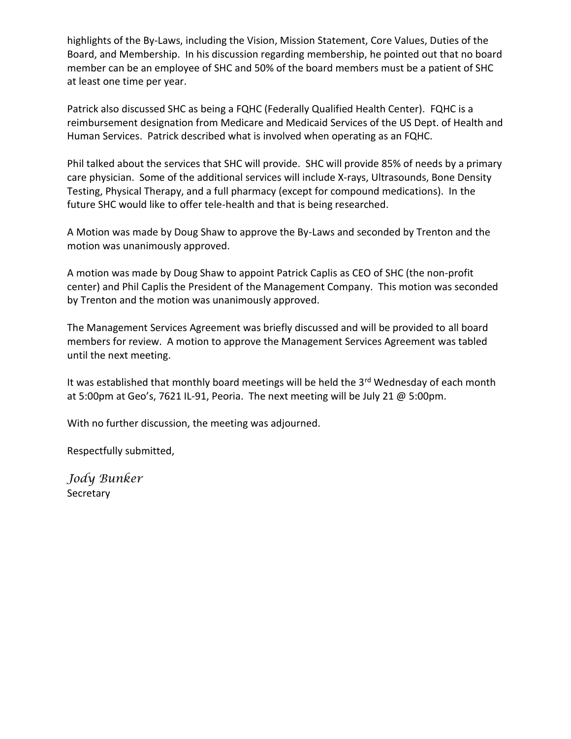highlights of the By-Laws, including the Vision, Mission Statement, Core Values, Duties of the Board, and Membership. In his discussion regarding membership, he pointed out that no board member can be an employee of SHC and 50% of the board members must be a patient of SHC at least one time per year.

Patrick also discussed SHC as being a FQHC (Federally Qualified Health Center). FQHC is a reimbursement designation from Medicare and Medicaid Services of the US Dept. of Health and Human Services. Patrick described what is involved when operating as an FQHC.

Phil talked about the services that SHC will provide. SHC will provide 85% of needs by a primary care physician. Some of the additional services will include X-rays, Ultrasounds, Bone Density Testing, Physical Therapy, and a full pharmacy (except for compound medications). In the future SHC would like to offer tele-health and that is being researched.

A Motion was made by Doug Shaw to approve the By-Laws and seconded by Trenton and the motion was unanimously approved.

A motion was made by Doug Shaw to appoint Patrick Caplis as CEO of SHC (the non-profit center) and Phil Caplis the President of the Management Company. This motion was seconded by Trenton and the motion was unanimously approved.

The Management Services Agreement was briefly discussed and will be provided to all board members for review. A motion to approve the Management Services Agreement was tabled until the next meeting.

It was established that monthly board meetings will be held the 3rd Wednesday of each month at 5:00pm at Geo's, 7621 IL-91, Peoria. The next meeting will be July 21 @ 5:00pm.

With no further discussion, the meeting was adjourned.

Respectfully submitted,

*Jody Bunker*
Secretary